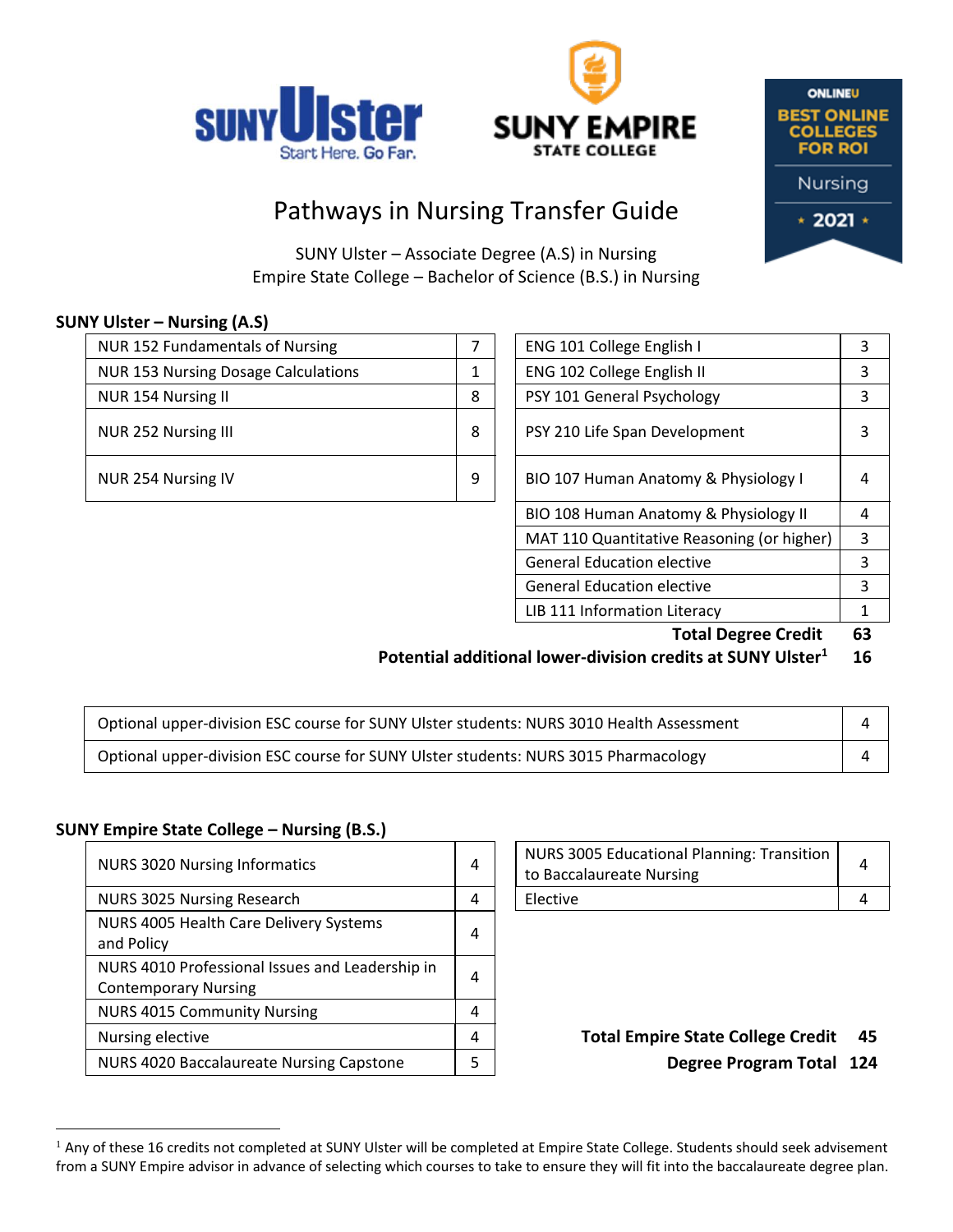# Pathways in Nursing Transfer Guide

SUNY Ulster – Associate Degree (A.S) in Nursing
Empire State College – Bachelor of Science (B.S.) in Nursing

## SUNY Ulster – Nursing (A.S)

| Course | Credits |
|---|---|
| NUR 152 Fundamentals of Nursing | 7 |
| NUR 153 Nursing Dosage Calculations | 1 |
| NUR 154 Nursing II | 8 |
| NUR 252 Nursing III | 8 |
| NUR 254 Nursing IV | 9 |

| Course | Credits |
|---|---|
| ENG 101 College English I | 3 |
| ENG 102 College English II | 3 |
| PSY 101 General Psychology | 3 |
| PSY 210 Life Span Development | 3 |
| BIO 107 Human Anatomy & Physiology I | 4 |
| BIO 108 Human Anatomy & Physiology II | 4 |
| MAT 110 Quantitative Reasoning (or higher) | 3 |
| General Education elective | 3 |
| General Education elective | 3 |
| LIB 111 Information Literacy | 1 |

**Total Degree Credit 63**

**Potential additional lower-division credits at SUNY Ulster[1] 16**

| Course | Credits |
|---|---|
| Optional upper-division ESC course for SUNY Ulster students: NURS 3010 Health Assessment | 4 |
| Optional upper-division ESC course for SUNY Ulster students: NURS 3015 Pharmacology | 4 |

## SUNY Empire State College – Nursing (B.S.)

| Course | Credits |
|---|---|
| NURS 3020 Nursing Informatics | 4 |
| NURS 3025 Nursing Research | 4 |
| NURS 4005 Health Care Delivery Systems and Policy | 4 |
| NURS 4010 Professional Issues and Leadership in Contemporary Nursing | 4 |
| NURS 4015 Community Nursing | 4 |
| Nursing elective | 4 |
| NURS 4020 Baccalaureate Nursing Capstone | 5 |

| Course | Credits |
|---|---|
| NURS 3005 Educational Planning: Transition to Baccalaureate Nursing | 4 |
| Elective | 4 |

**Total Empire State College Credit 45**

**Degree Program Total 124**

---

[1] Any of these 16 credits not completed at SUNY Ulster will be completed at Empire State College. Students should seek advisement from a SUNY Empire advisor in advance of selecting which courses to take to ensure they will fit into the baccalaureate degree plan.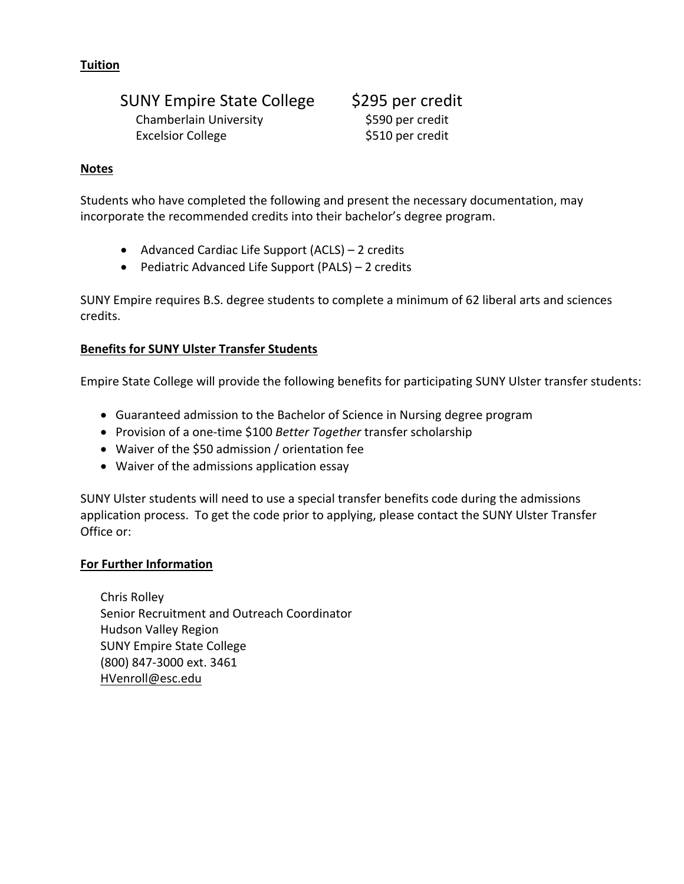**Tuition**

| | |
|---|---|
| SUNY Empire State College | $295 per credit |
| Chamberlain University | $590 per credit |
| Excelsior College | $510 per credit |

**Notes**

Students who have completed the following and present the necessary documentation, may incorporate the recommended credits into their bachelor's degree program.

- Advanced Cardiac Life Support (ACLS) – 2 credits
- Pediatric Advanced Life Support (PALS) – 2 credits

SUNY Empire requires B.S. degree students to complete a minimum of 62 liberal arts and sciences credits.

**Benefits for SUNY Ulster Transfer Students**

Empire State College will provide the following benefits for participating SUNY Ulster transfer students:

- Guaranteed admission to the Bachelor of Science in Nursing degree program
- Provision of a one-time $100 *Better Together* transfer scholarship
- Waiver of the $50 admission / orientation fee
- Waiver of the admissions application essay

SUNY Ulster students will need to use a special transfer benefits code during the admissions application process. To get the code prior to applying, please contact the SUNY Ulster Transfer Office or:

**For Further Information**

Chris Rolley
Senior Recruitment and Outreach Coordinator
Hudson Valley Region
SUNY Empire State College
(800) 847-3000 ext. 3461
HVenroll@esc.edu